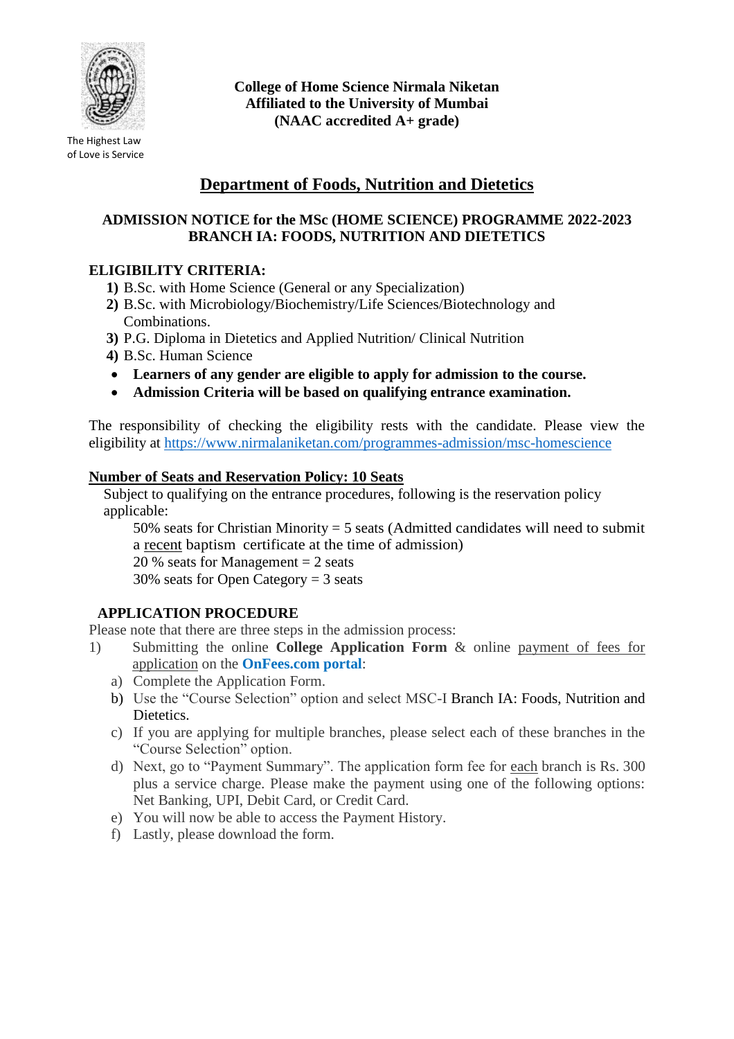The Highest Law of Love is Service

**College of Home Science Nirmala Niketan**
**Affiliated to the University of Mumbai**
**(NAAC accredited A+ grade)**

# Department of Foods, Nutrition and Dietetics

## ADMISSION NOTICE for the MSc (HOME SCIENCE) PROGRAMME 2022-2023 BRANCH IA: FOODS, NUTRITION AND DIETETICS

### ELIGIBILITY CRITERIA:

1) B.Sc. with Home Science (General or any Specialization)
2) B.Sc. with Microbiology/Biochemistry/Life Sciences/Biotechnology and Combinations.
3) P.G. Diploma in Dietetics and Applied Nutrition/ Clinical Nutrition
4) B.Sc. Human Science

- **Learners of any gender are eligible to apply for admission to the course.**
- **Admission Criteria will be based on qualifying entrance examination.**

The responsibility of checking the eligibility rests with the candidate. Please view the eligibility at https://www.nirmalaniketan.com/programmes-admission/msc-homescience

### Number of Seats and Reservation Policy: 10 Seats

Subject to qualifying on the entrance procedures, following is the reservation policy applicable:

50% seats for Christian Minority = 5 seats (Admitted candidates will need to submit a recent baptism certificate at the time of admission)
20 % seats for Management = 2 seats
30% seats for Open Category = 3 seats

### APPLICATION PROCEDURE

Please note that there are three steps in the admission process:

1) Submitting the online **College Application Form** & online payment of fees for application on the **OnFees.com portal**:
   a) Complete the Application Form.
   b) Use the "Course Selection" option and select MSC-I Branch IA: Foods, Nutrition and Dietetics.
   c) If you are applying for multiple branches, please select each of these branches in the "Course Selection" option.
   d) Next, go to "Payment Summary". The application form fee for each branch is Rs. 300 plus a service charge. Please make the payment using one of the following options: Net Banking, UPI, Debit Card, or Credit Card.
   e) You will now be able to access the Payment History.
   f) Lastly, please download the form.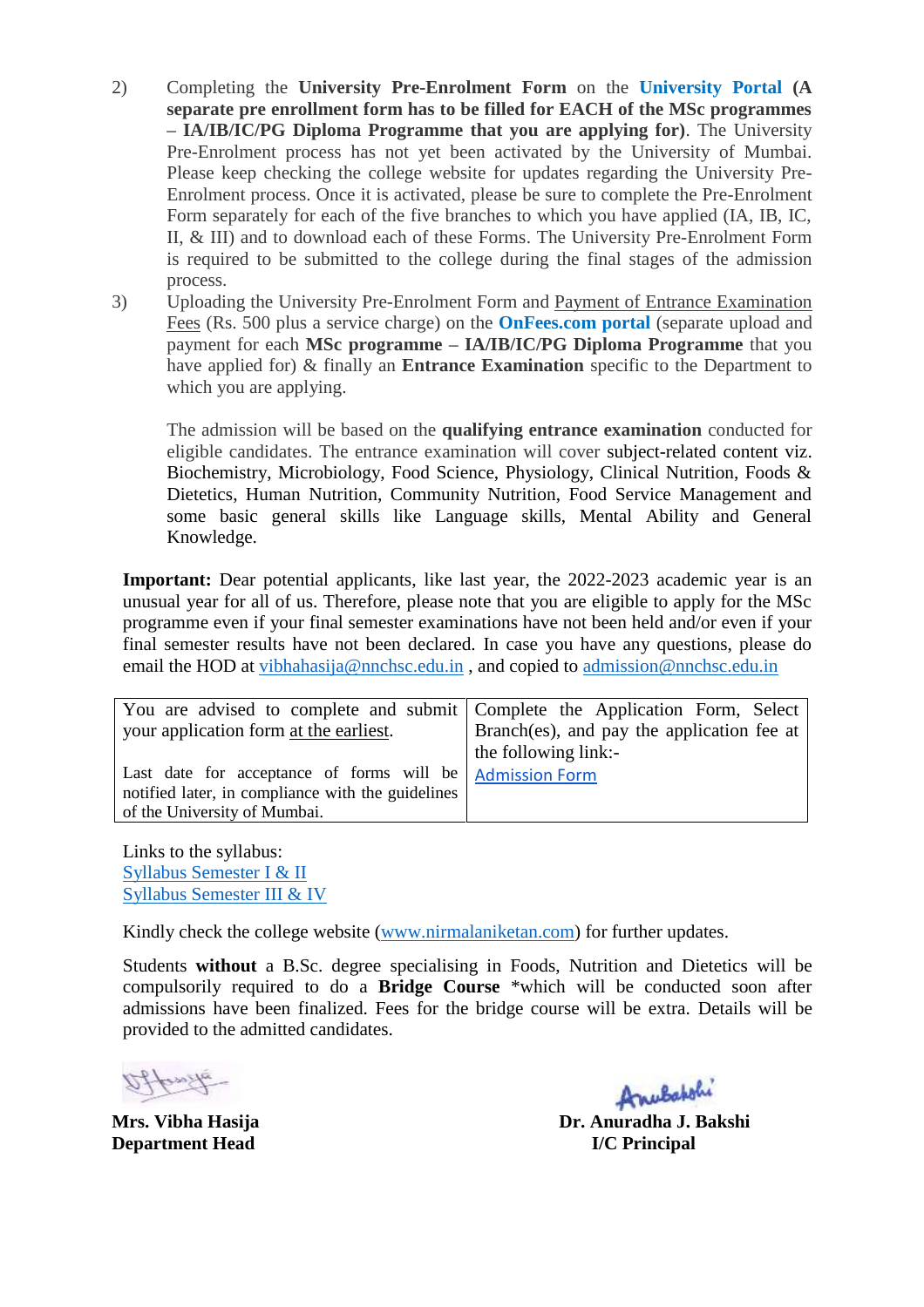2) Completing the **University Pre-Enrolment Form** on the **University Portal** **(A separate pre enrollment form has to be filled for EACH of the MSc programmes – IA/IB/IC/PG Diploma Programme that you are applying for)**. The University Pre-Enrolment process has not yet been activated by the University of Mumbai. Please keep checking the college website for updates regarding the University Pre-Enrolment process. Once it is activated, please be sure to complete the Pre-Enrolment Form separately for each of the five branches to which you have applied (IA, IB, IC, II, & III) and to download each of these Forms. The University Pre-Enrolment Form is required to be submitted to the college during the final stages of the admission process.

3) Uploading the University Pre-Enrolment Form and Payment of Entrance Examination Fees (Rs. 500 plus a service charge) on the **OnFees.com portal** (separate upload and payment for each **MSc programme – IA/IB/IC/PG Diploma Programme** that you have applied for) & finally an **Entrance Examination** specific to the Department to which you are applying.

   The admission will be based on the **qualifying entrance examination** conducted for eligible candidates. The entrance examination will cover subject-related content viz. Biochemistry, Microbiology, Food Science, Physiology, Clinical Nutrition, Foods & Dietetics, Human Nutrition, Community Nutrition, Food Service Management and some basic general skills like Language skills, Mental Ability and General Knowledge.

**Important:** Dear potential applicants, like last year, the 2022-2023 academic year is an unusual year for all of us. Therefore, please note that you are eligible to apply for the MSc programme even if your final semester examinations have not been held and/or even if your final semester results have not been declared. In case you have any questions, please do email the HOD at vibhahasija@nnchsc.edu.in , and copied to admission@nnchsc.edu.in

| | |
|---|---|
| You are advised to complete and submit your application form at the earliest.<br><br>Last date for acceptance of forms will be notified later, in compliance with the guidelines of the University of Mumbai. | Complete the Application Form, Select Branch(es), and pay the application fee at the following link:-<br>Admission Form |

Links to the syllabus:
Syllabus Semester I & II
Syllabus Semester III & IV

Kindly check the college website (www.nirmalaniketan.com) for further updates.

Students **without** a B.Sc. degree specialising in Foods, Nutrition and Dietetics will be compulsorily required to do a **Bridge Course** *which will be conducted soon after admissions have been finalized. Fees for the bridge course will be extra. Details will be provided to the admitted candidates.

**Mrs. Vibha Hasija**
**Department Head**

**Dr. Anuradha J. Bakshi**
**I/C Principal**